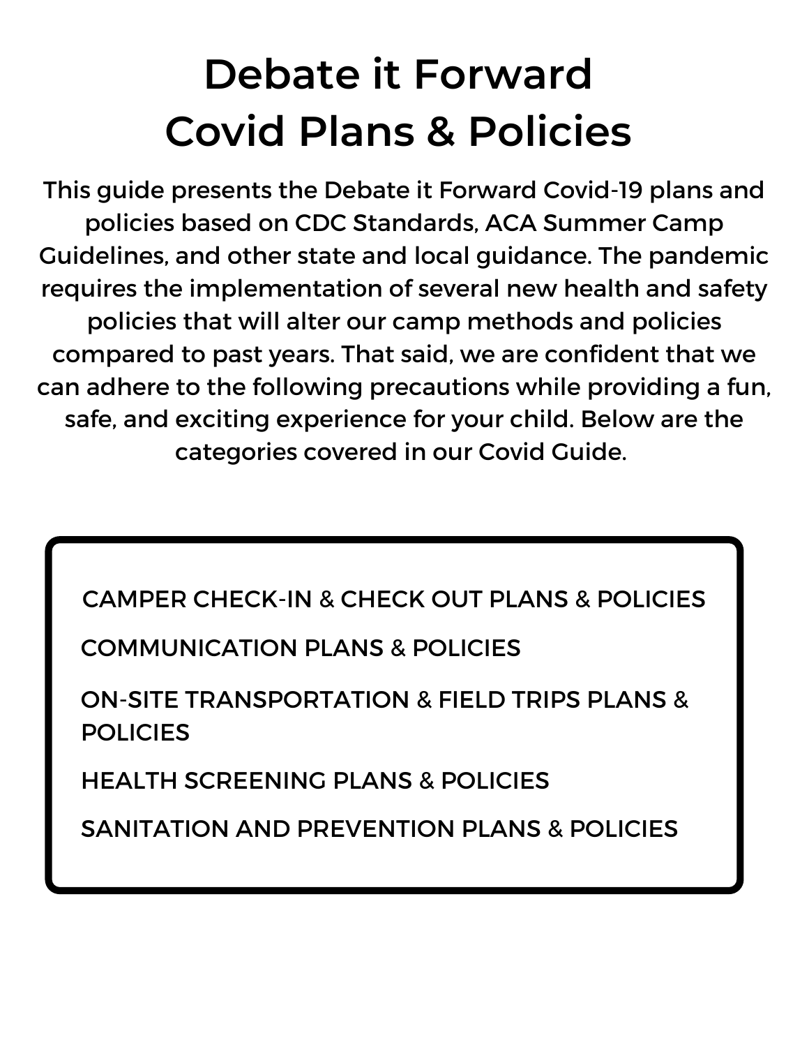# Debate it Forward Covid Plans & Policies

This guide presents the Debate it Forward Covid-19 plans and policies based on CDC Standards, ACA Summer Camp Guidelines, and other state and local guidance. The pandemic requires the implementation of several new health and safety policies that will alter our camp methods and policies compared to past years. That said, we are confident that we can adhere to the following precautions while providing a fun, safe, and exciting experience for your child. Below are the categories covered in our Covid Guide.

- CAMPER CHECK-IN & CHECK OUT PLANS & POLICIES
- COMMUNICATION PLANS & POLICIES
- ON-SITE TRANSPORTATION & FIELD TRIPS PLANS & POLICIES
- HEALTH SCREENING PLANS & POLICIES
- SANITATION AND PREVENTION PLANS & POLICIES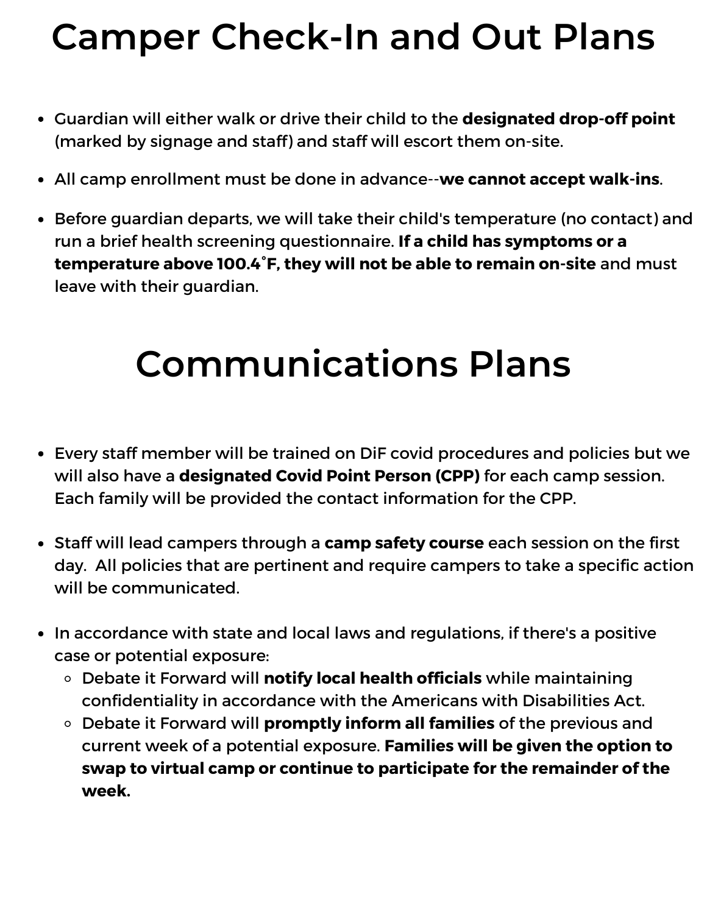# Camper Check-In and Out Plans

- Guardian will either walk or drive their child to the **designated drop-off point** (marked by signage and staff) and staff will escort them on-site.
- All camp enrollment must be done in advance--**we cannot accept walk-ins**.
- Before guardian departs, we will take their child's temperature (no contact) and run a brief health screening questionnaire. **If a child has symptoms or a temperature above 100.4˚F, they will not be able to remain on-site** and must leave with their guardian.

# Communications Plans

- Every staff member will be trained on DiF covid procedures and policies but we will also have a **designated Covid Point Person (CPP)** for each camp session. Each family will be provided the contact information for the CPP.
- Staff will lead campers through a **camp safety course** each session on the first day. All policies that are pertinent and require campers to take a specific action will be communicated.
- In accordance with state and local laws and regulations, if there's a positive case or potential exposure:
  - Debate it Forward will **notify local health officials** while maintaining confidentiality in accordance with the Americans with Disabilities Act.
  - Debate it Forward will **promptly inform all families** of the previous and current week of a potential exposure. **Families will be given the option to swap to virtual camp or continue to participate for the remainder of the week.**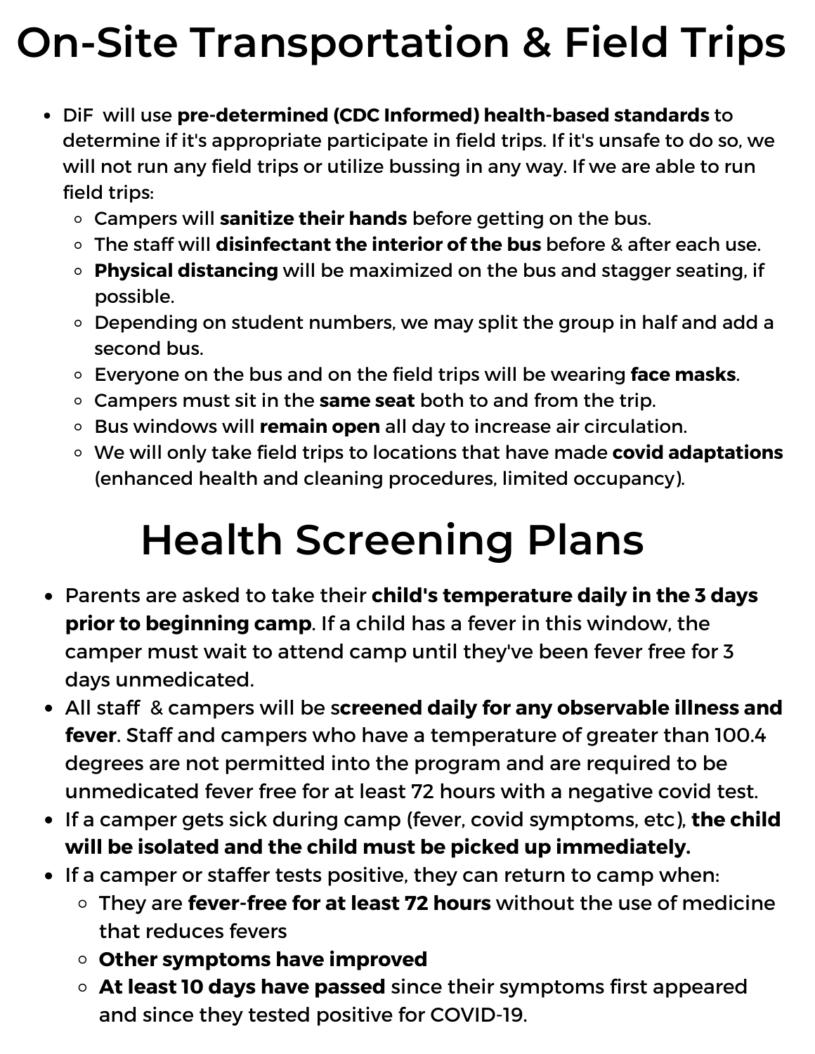# On-Site Transportation & Field Trips

- DiF will use **pre-determined (CDC Informed) health-based standards** to determine if it's appropriate participate in field trips. If it's unsafe to do so, we will not run any field trips or utilize bussing in any way. If we are able to run field trips:
  - Campers will **sanitize their hands** before getting on the bus.
  - The staff will **disinfectant the interior of the bus** before & after each use.
  - **Physical distancing** will be maximized on the bus and stagger seating, if possible.
  - Depending on student numbers, we may split the group in half and add a second bus.
  - Everyone on the bus and on the field trips will be wearing **face masks**.
  - Campers must sit in the **same seat** both to and from the trip.
  - Bus windows will **remain open** all day to increase air circulation.
  - We will only take field trips to locations that have made **covid adaptations** (enhanced health and cleaning procedures, limited occupancy).

# Health Screening Plans

- Parents are asked to take their **child's temperature daily in the 3 days prior to beginning camp**. If a child has a fever in this window, the camper must wait to attend camp until they've been fever free for 3 days unmedicated.
- All staff & campers will be s**creened daily for any observable illness and fever**. Staff and campers who have a temperature of greater than 100.4 degrees are not permitted into the program and are required to be unmedicated fever free for at least 72 hours with a negative covid test.
- If a camper gets sick during camp (fever, covid symptoms, etc), **the child will be isolated and the child must be picked up immediately.**
- If a camper or staffer tests positive, they can return to camp when:
  - They are **fever-free for at least 72 hours** without the use of medicine that reduces fevers
  - **Other symptoms have improved**
  - **At least 10 days have passed** since their symptoms first appeared and since they tested positive for COVID-19.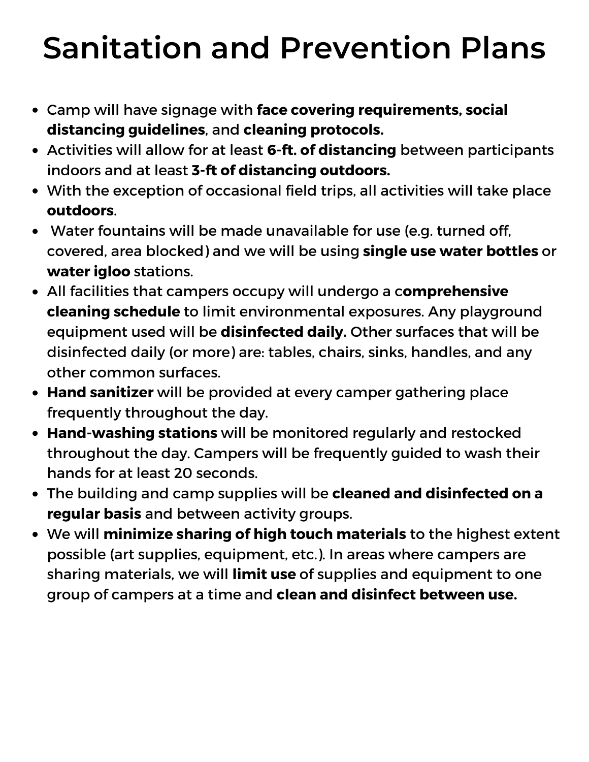# Sanitation and Prevention Plans

- Camp will have signage with **face covering requirements, social distancing guidelines**, and **cleaning protocols.**
- Activities will allow for at least **6-ft. of distancing** between participants indoors and at least **3-ft of distancing outdoors.**
- With the exception of occasional field trips, all activities will take place **outdoors**.
- Water fountains will be made unavailable for use (e.g. turned off, covered, area blocked) and we will be using **single use water bottles** or **water igloo** stations.
- All facilities that campers occupy will undergo a c**omprehensive cleaning schedule** to limit environmental exposures. Any playground equipment used will be **disinfected daily.** Other surfaces that will be disinfected daily (or more) are: tables, chairs, sinks, handles, and any other common surfaces.
- **Hand sanitizer** will be provided at every camper gathering place frequently throughout the day.
- **Hand-washing stations** will be monitored regularly and restocked throughout the day. Campers will be frequently guided to wash their hands for at least 20 seconds.
- The building and camp supplies will be **cleaned and disinfected on a regular basis** and between activity groups.
- We will **minimize sharing of high touch materials** to the highest extent possible (art supplies, equipment, etc.). In areas where campers are sharing materials, we will **limit use** of supplies and equipment to one group of campers at a time and **clean and disinfect between use.**